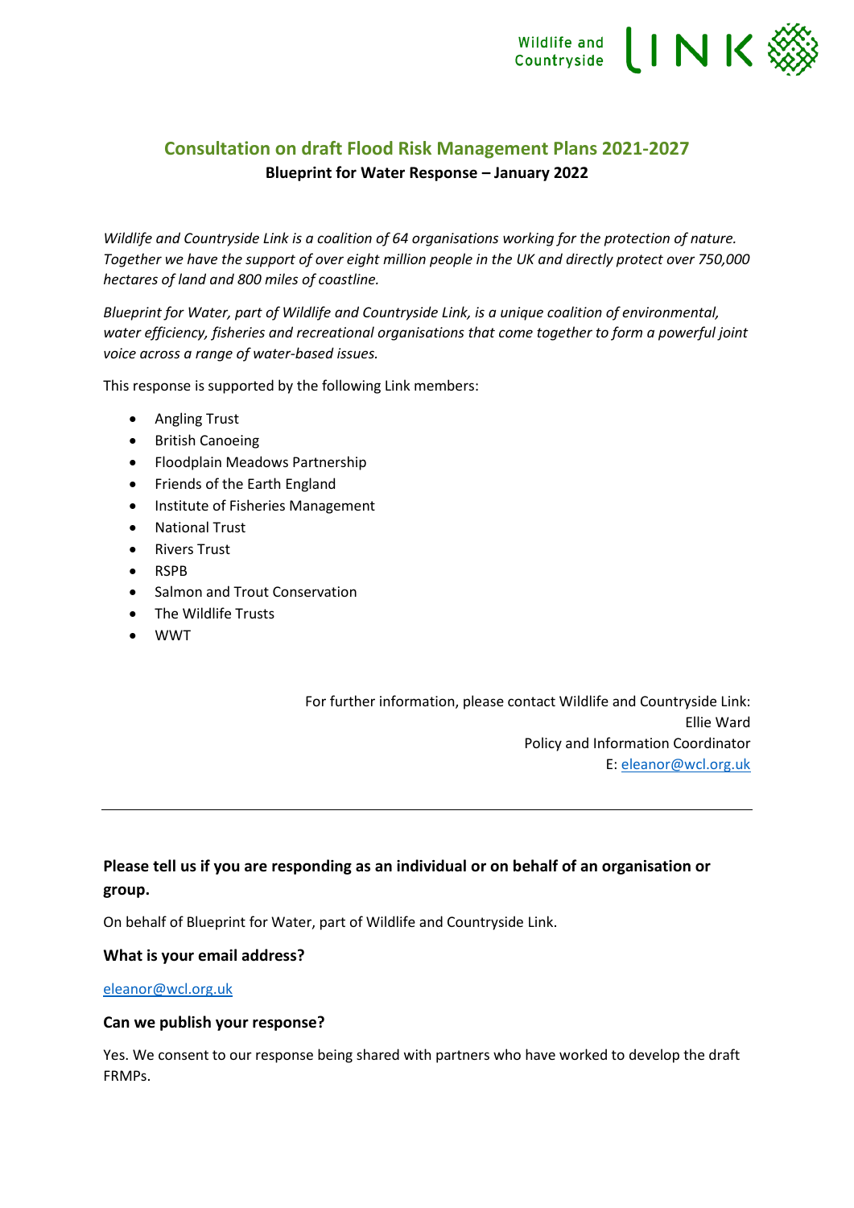# Consultation on draft Flood Risk Management Plans 2021-2027

**Blueprint for Water Response – January 2022**

*Wildlife and Countryside Link is a coalition of 64 organisations working for the protection of nature. Together we have the support of over eight million people in the UK and directly protect over 750,000 hectares of land and 800 miles of coastline.*

*Blueprint for Water, part of Wildlife and Countryside Link, is a unique coalition of environmental, water efficiency, fisheries and recreational organisations that come together to form a powerful joint voice across a range of water-based issues.*

This response is supported by the following Link members:

- Angling Trust
- British Canoeing
- Floodplain Meadows Partnership
- Friends of the Earth England
- Institute of Fisheries Management
- National Trust
- Rivers Trust
- RSPB
- Salmon and Trout Conservation
- The Wildlife Trusts
- WWT

For further information, please contact Wildlife and Countryside Link:
Ellie Ward
Policy and Information Coordinator
E: eleanor@wcl.org.uk

---

### Please tell us if you are responding as an individual or on behalf of an organisation or group.

On behalf of Blueprint for Water, part of Wildlife and Countryside Link.

### What is your email address?

eleanor@wcl.org.uk

### Can we publish your response?

Yes. We consent to our response being shared with partners who have worked to develop the draft FRMPs.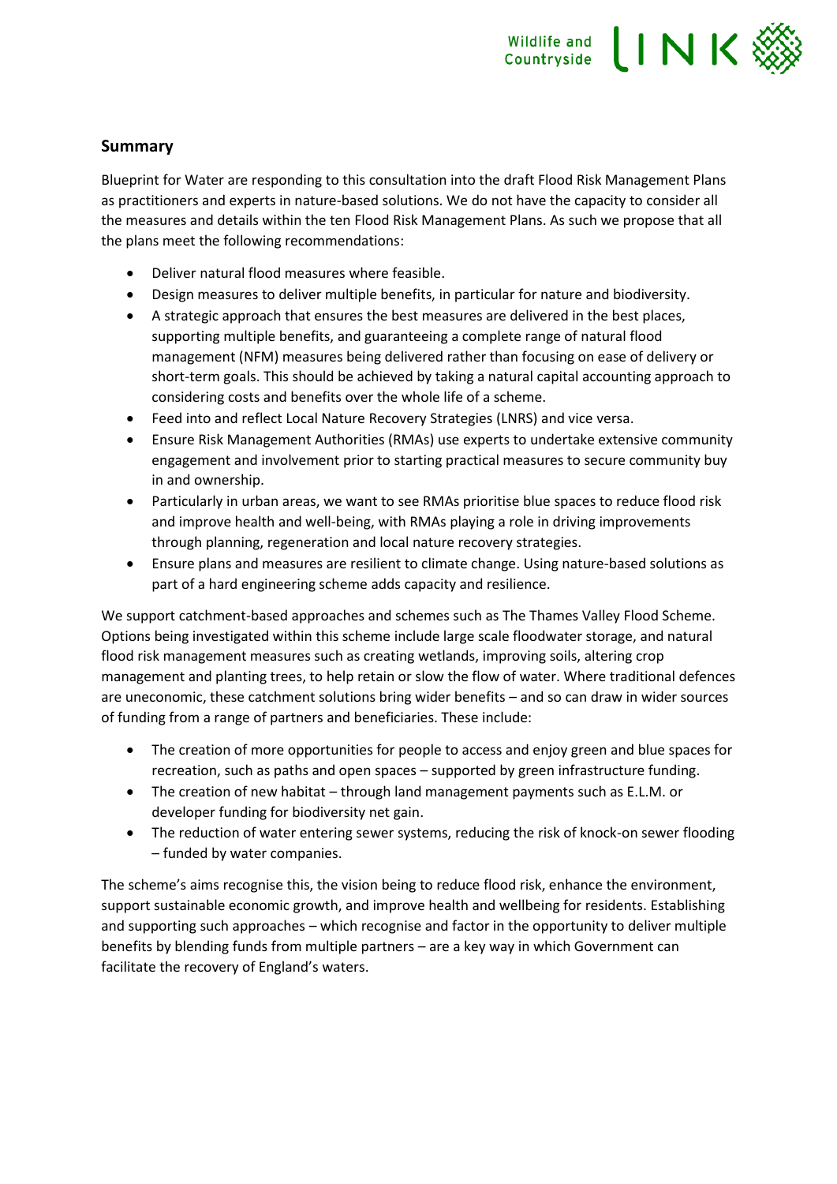## Summary

Blueprint for Water are responding to this consultation into the draft Flood Risk Management Plans as practitioners and experts in nature-based solutions. We do not have the capacity to consider all the measures and details within the ten Flood Risk Management Plans. As such we propose that all the plans meet the following recommendations:

- Deliver natural flood measures where feasible.
- Design measures to deliver multiple benefits, in particular for nature and biodiversity.
- A strategic approach that ensures the best measures are delivered in the best places, supporting multiple benefits, and guaranteeing a complete range of natural flood management (NFM) measures being delivered rather than focusing on ease of delivery or short-term goals. This should be achieved by taking a natural capital accounting approach to considering costs and benefits over the whole life of a scheme.
- Feed into and reflect Local Nature Recovery Strategies (LNRS) and vice versa.
- Ensure Risk Management Authorities (RMAs) use experts to undertake extensive community engagement and involvement prior to starting practical measures to secure community buy in and ownership.
- Particularly in urban areas, we want to see RMAs prioritise blue spaces to reduce flood risk and improve health and well-being, with RMAs playing a role in driving improvements through planning, regeneration and local nature recovery strategies.
- Ensure plans and measures are resilient to climate change. Using nature-based solutions as part of a hard engineering scheme adds capacity and resilience.

We support catchment-based approaches and schemes such as The Thames Valley Flood Scheme. Options being investigated within this scheme include large scale floodwater storage, and natural flood risk management measures such as creating wetlands, improving soils, altering crop management and planting trees, to help retain or slow the flow of water. Where traditional defences are uneconomic, these catchment solutions bring wider benefits – and so can draw in wider sources of funding from a range of partners and beneficiaries. These include:

- The creation of more opportunities for people to access and enjoy green and blue spaces for recreation, such as paths and open spaces – supported by green infrastructure funding.
- The creation of new habitat – through land management payments such as E.L.M. or developer funding for biodiversity net gain.
- The reduction of water entering sewer systems, reducing the risk of knock-on sewer flooding – funded by water companies.

The scheme's aims recognise this, the vision being to reduce flood risk, enhance the environment, support sustainable economic growth, and improve health and wellbeing for residents. Establishing and supporting such approaches – which recognise and factor in the opportunity to deliver multiple benefits by blending funds from multiple partners – are a key way in which Government can facilitate the recovery of England's waters.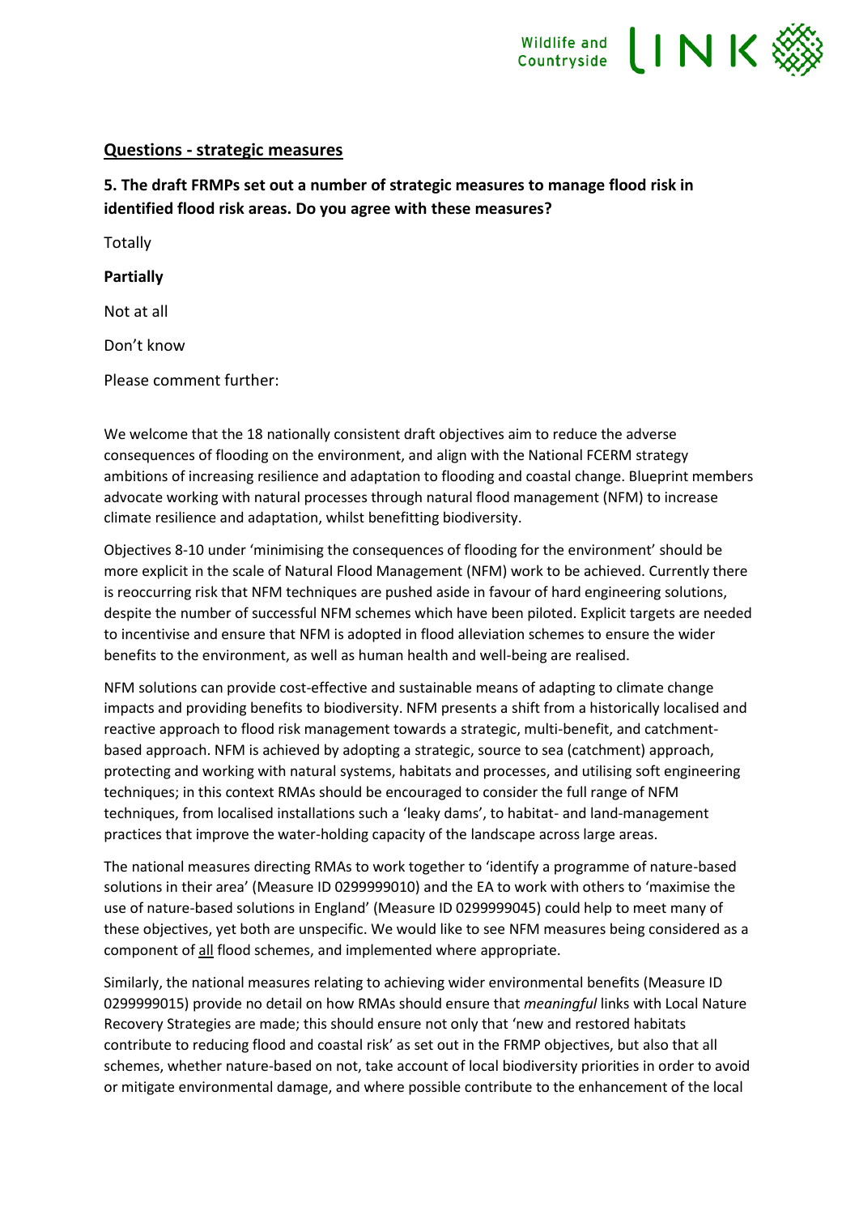## Questions - strategic measures

**5. The draft FRMPs set out a number of strategic measures to manage flood risk in identified flood risk areas. Do you agree with these measures?**

Totally

**Partially**

Not at all

Don't know

Please comment further:

We welcome that the 18 nationally consistent draft objectives aim to reduce the adverse consequences of flooding on the environment, and align with the National FCERM strategy ambitions of increasing resilience and adaptation to flooding and coastal change. Blueprint members advocate working with natural processes through natural flood management (NFM) to increase climate resilience and adaptation, whilst benefitting biodiversity.

Objectives 8-10 under 'minimising the consequences of flooding for the environment' should be more explicit in the scale of Natural Flood Management (NFM) work to be achieved. Currently there is reoccurring risk that NFM techniques are pushed aside in favour of hard engineering solutions, despite the number of successful NFM schemes which have been piloted. Explicit targets are needed to incentivise and ensure that NFM is adopted in flood alleviation schemes to ensure the wider benefits to the environment, as well as human health and well-being are realised.

NFM solutions can provide cost-effective and sustainable means of adapting to climate change impacts and providing benefits to biodiversity. NFM presents a shift from a historically localised and reactive approach to flood risk management towards a strategic, multi-benefit, and catchment-based approach. NFM is achieved by adopting a strategic, source to sea (catchment) approach, protecting and working with natural systems, habitats and processes, and utilising soft engineering techniques; in this context RMAs should be encouraged to consider the full range of NFM techniques, from localised installations such a 'leaky dams', to habitat- and land-management practices that improve the water-holding capacity of the landscape across large areas.

The national measures directing RMAs to work together to 'identify a programme of nature-based solutions in their area' (Measure ID 0299999010) and the EA to work with others to 'maximise the use of nature-based solutions in England' (Measure ID 0299999045) could help to meet many of these objectives, yet both are unspecific. We would like to see NFM measures being considered as a component of <u>all</u> flood schemes, and implemented where appropriate.

Similarly, the national measures relating to achieving wider environmental benefits (Measure ID 0299999015) provide no detail on how RMAs should ensure that *meaningful* links with Local Nature Recovery Strategies are made; this should ensure not only that 'new and restored habitats contribute to reducing flood and coastal risk' as set out in the FRMP objectives, but also that all schemes, whether nature-based on not, take account of local biodiversity priorities in order to avoid or mitigate environmental damage, and where possible contribute to the enhancement of the local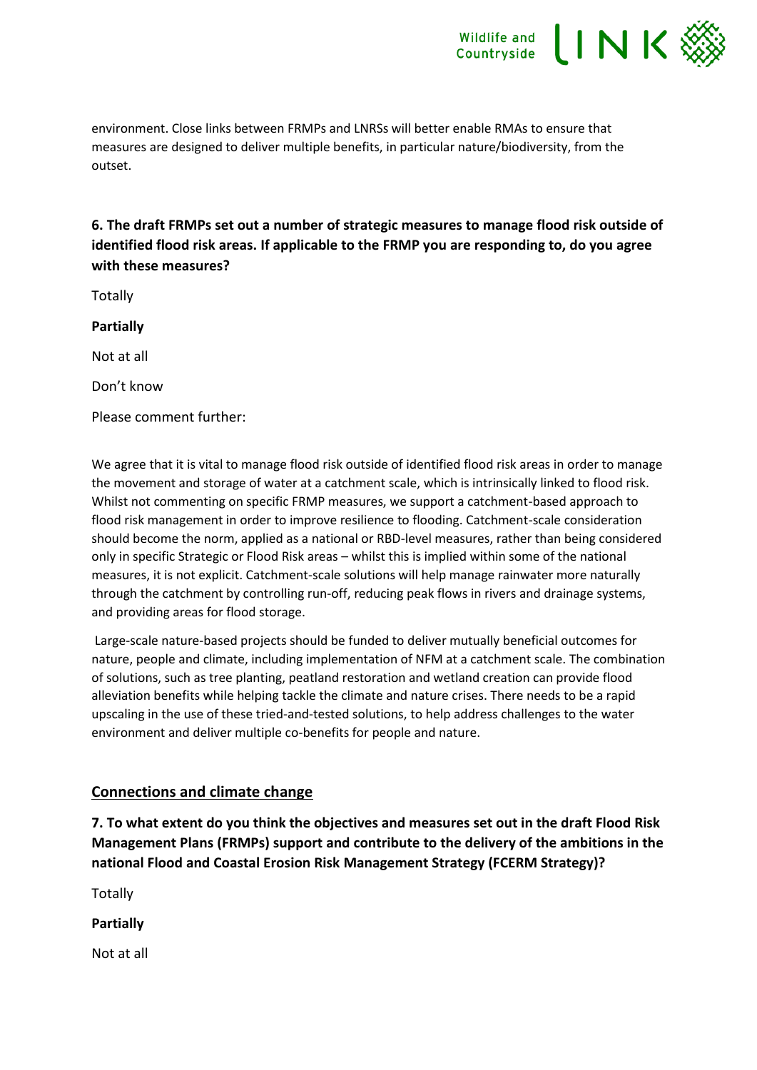environment. Close links between FRMPs and LNRSs will better enable RMAs to ensure that measures are designed to deliver multiple benefits, in particular nature/biodiversity, from the outset.

**6. The draft FRMPs set out a number of strategic measures to manage flood risk outside of identified flood risk areas. If applicable to the FRMP you are responding to, do you agree with these measures?**

Totally

**Partially**

Not at all

Don't know

Please comment further:

We agree that it is vital to manage flood risk outside of identified flood risk areas in order to manage the movement and storage of water at a catchment scale, which is intrinsically linked to flood risk. Whilst not commenting on specific FRMP measures, we support a catchment-based approach to flood risk management in order to improve resilience to flooding. Catchment-scale consideration should become the norm, applied as a national or RBD-level measures, rather than being considered only in specific Strategic or Flood Risk areas – whilst this is implied within some of the national measures, it is not explicit. Catchment-scale solutions will help manage rainwater more naturally through the catchment by controlling run-off, reducing peak flows in rivers and drainage systems, and providing areas for flood storage.

Large-scale nature-based projects should be funded to deliver mutually beneficial outcomes for nature, people and climate, including implementation of NFM at a catchment scale. The combination of solutions, such as tree planting, peatland restoration and wetland creation can provide flood alleviation benefits while helping tackle the climate and nature crises. There needs to be a rapid upscaling in the use of these tried-and-tested solutions, to help address challenges to the water environment and deliver multiple co-benefits for people and nature.

## Connections and climate change

**7. To what extent do you think the objectives and measures set out in the draft Flood Risk Management Plans (FRMPs) support and contribute to the delivery of the ambitions in the national Flood and Coastal Erosion Risk Management Strategy (FCERM Strategy)?**

Totally

**Partially**

Not at all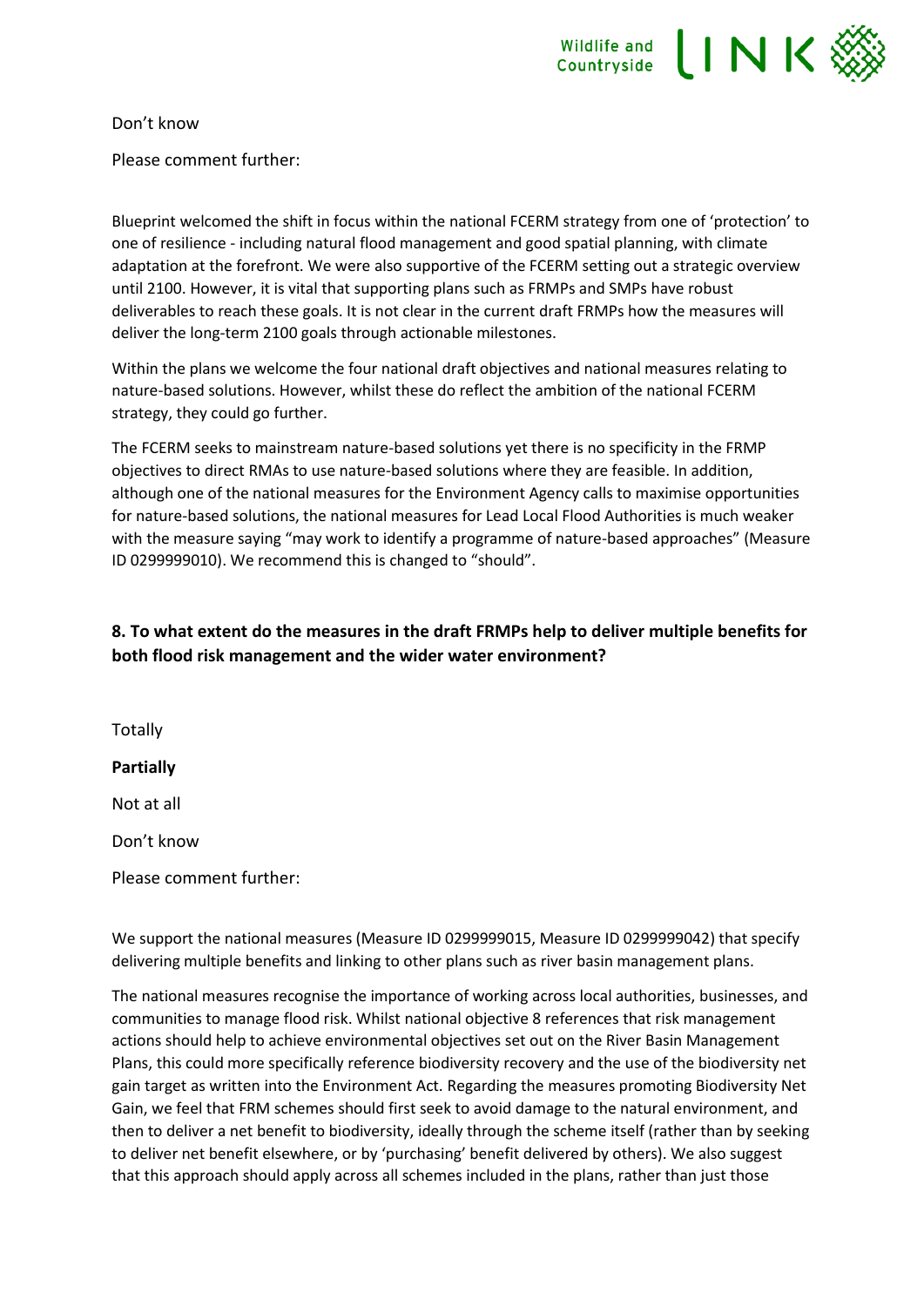Don't know

Please comment further:

Blueprint welcomed the shift in focus within the national FCERM strategy from one of 'protection' to one of resilience - including natural flood management and good spatial planning, with climate adaptation at the forefront. We were also supportive of the FCERM setting out a strategic overview until 2100. However, it is vital that supporting plans such as FRMPs and SMPs have robust deliverables to reach these goals. It is not clear in the current draft FRMPs how the measures will deliver the long-term 2100 goals through actionable milestones.

Within the plans we welcome the four national draft objectives and national measures relating to nature-based solutions. However, whilst these do reflect the ambition of the national FCERM strategy, they could go further.

The FCERM seeks to mainstream nature-based solutions yet there is no specificity in the FRMP objectives to direct RMAs to use nature-based solutions where they are feasible. In addition, although one of the national measures for the Environment Agency calls to maximise opportunities for nature-based solutions, the national measures for Lead Local Flood Authorities is much weaker with the measure saying "may work to identify a programme of nature-based approaches" (Measure ID 0299999010). We recommend this is changed to "should".

**8. To what extent do the measures in the draft FRMPs help to deliver multiple benefits for both flood risk management and the wider water environment?**

Totally

**Partially**

Not at all

Don't know

Please comment further:

We support the national measures (Measure ID 0299999015, Measure ID 0299999042) that specify delivering multiple benefits and linking to other plans such as river basin management plans.

The national measures recognise the importance of working across local authorities, businesses, and communities to manage flood risk. Whilst national objective 8 references that risk management actions should help to achieve environmental objectives set out on the River Basin Management Plans, this could more specifically reference biodiversity recovery and the use of the biodiversity net gain target as written into the Environment Act. Regarding the measures promoting Biodiversity Net Gain, we feel that FRM schemes should first seek to avoid damage to the natural environment, and then to deliver a net benefit to biodiversity, ideally through the scheme itself (rather than by seeking to deliver net benefit elsewhere, or by 'purchasing' benefit delivered by others). We also suggest that this approach should apply across all schemes included in the plans, rather than just those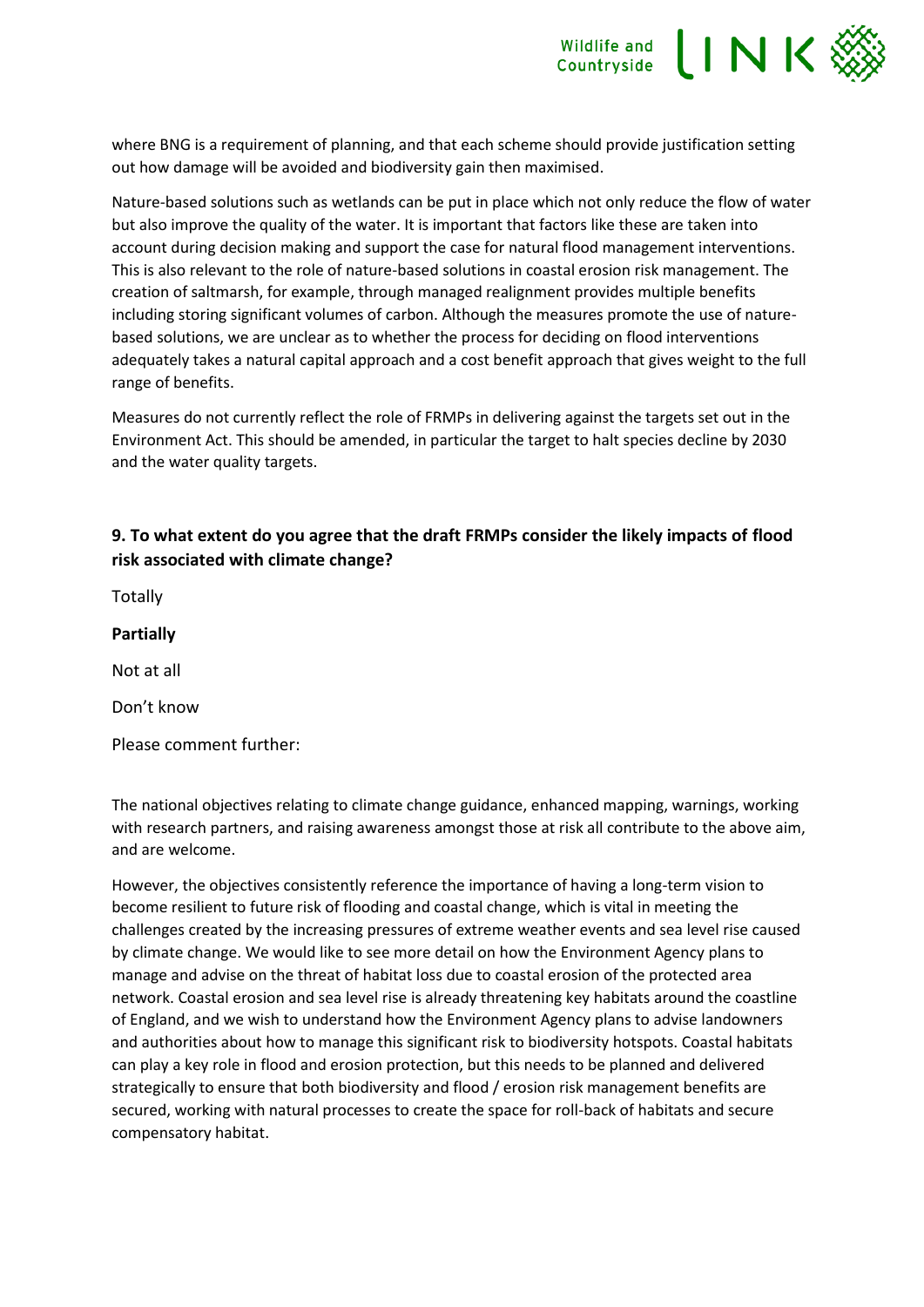where BNG is a requirement of planning, and that each scheme should provide justification setting out how damage will be avoided and biodiversity gain then maximised.

Nature-based solutions such as wetlands can be put in place which not only reduce the flow of water but also improve the quality of the water. It is important that factors like these are taken into account during decision making and support the case for natural flood management interventions. This is also relevant to the role of nature-based solutions in coastal erosion risk management. The creation of saltmarsh, for example, through managed realignment provides multiple benefits including storing significant volumes of carbon. Although the measures promote the use of nature-based solutions, we are unclear as to whether the process for deciding on flood interventions adequately takes a natural capital approach and a cost benefit approach that gives weight to the full range of benefits.

Measures do not currently reflect the role of FRMPs in delivering against the targets set out in the Environment Act. This should be amended, in particular the target to halt species decline by 2030 and the water quality targets.

**9. To what extent do you agree that the draft FRMPs consider the likely impacts of flood risk associated with climate change?**

Totally

**Partially**

Not at all

Don't know

Please comment further:

The national objectives relating to climate change guidance, enhanced mapping, warnings, working with research partners, and raising awareness amongst those at risk all contribute to the above aim, and are welcome.

However, the objectives consistently reference the importance of having a long-term vision to become resilient to future risk of flooding and coastal change, which is vital in meeting the challenges created by the increasing pressures of extreme weather events and sea level rise caused by climate change. We would like to see more detail on how the Environment Agency plans to manage and advise on the threat of habitat loss due to coastal erosion of the protected area network. Coastal erosion and sea level rise is already threatening key habitats around the coastline of England, and we wish to understand how the Environment Agency plans to advise landowners and authorities about how to manage this significant risk to biodiversity hotspots. Coastal habitats can play a key role in flood and erosion protection, but this needs to be planned and delivered strategically to ensure that both biodiversity and flood / erosion risk management benefits are secured, working with natural processes to create the space for roll-back of habitats and secure compensatory habitat.